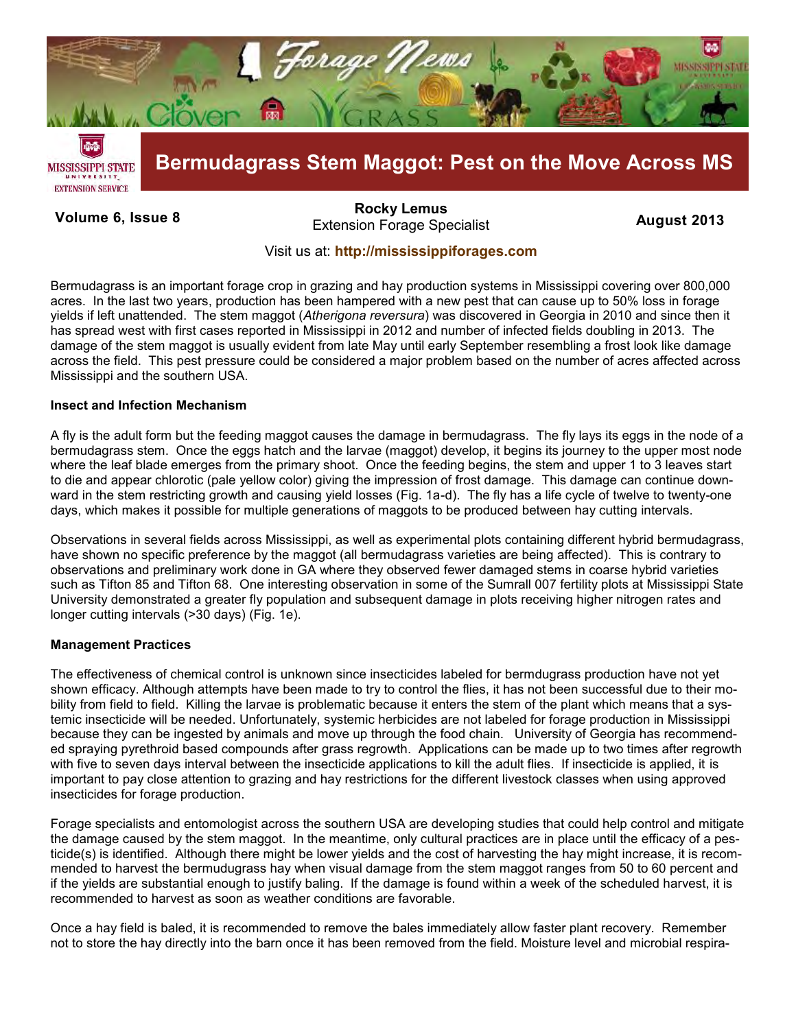# Bermudagrass Stem Maggot: Pest on the Move Across MS

**Rocky Lemus**
Extension Forage Specialist

Visit us at: **http://mississippiforages.com**

Bermudagrass is an important forage crop in grazing and hay production systems in Mississippi covering over 800,000 acres. In the last two years, production has been hampered with a new pest that can cause up to 50% loss in forage yields if left unattended. The stem maggot (*Atherigona reversura*) was discovered in Georgia in 2010 and since then it has spread west with first cases reported in Mississippi in 2012 and number of infected fields doubling in 2013. The damage of the stem maggot is usually evident from late May until early September resembling a frost look like damage across the field. This pest pressure could be considered a major problem based on the number of acres affected across Mississippi and the southern USA.

**Insect and Infection Mechanism**

A fly is the adult form but the feeding maggot causes the damage in bermudagrass. The fly lays its eggs in the node of a bermudagrass stem. Once the eggs hatch and the larvae (maggot) develop, it begins its journey to the upper most node where the leaf blade emerges from the primary shoot. Once the feeding begins, the stem and upper 1 to 3 leaves start to die and appear chlorotic (pale yellow color) giving the impression of frost damage. This damage can continue downward in the stem restricting growth and causing yield losses (Fig. 1a-d). The fly has a life cycle of twelve to twenty-one days, which makes it possible for multiple generations of maggots to be produced between hay cutting intervals.

Observations in several fields across Mississippi, as well as experimental plots containing different hybrid bermudagrass, have shown no specific preference by the maggot (all bermudagrass varieties are being affected). This is contrary to observations and preliminary work done in GA where they observed fewer damaged stems in coarse hybrid varieties such as Tifton 85 and Tifton 68. One interesting observation in some of the Sumrall 007 fertility plots at Mississippi State University demonstrated a greater fly population and subsequent damage in plots receiving higher nitrogen rates and longer cutting intervals (>30 days) (Fig. 1e).

**Management Practices**

The effectiveness of chemical control is unknown since insecticides labeled for bermdugrass production have not yet shown efficacy. Although attempts have been made to try to control the flies, it has not been successful due to their mobility from field to field. Killing the larvae is problematic because it enters the stem of the plant which means that a systemic insecticide will be needed. Unfortunately, systemic herbicides are not labeled for forage production in Mississippi because they can be ingested by animals and move up through the food chain. University of Georgia has recommended spraying pyrethroid based compounds after grass regrowth. Applications can be made up to two times after regrowth with five to seven days interval between the insecticide applications to kill the adult flies. If insecticide is applied, it is important to pay close attention to grazing and hay restrictions for the different livestock classes when using approved insecticides for forage production.

Forage specialists and entomologist across the southern USA are developing studies that could help control and mitigate the damage caused by the stem maggot. In the meantime, only cultural practices are in place until the efficacy of a pesticide(s) is identified. Although there might be lower yields and the cost of harvesting the hay might increase, it is recommended to harvest the bermudugrass hay when visual damage from the stem maggot ranges from 50 to 60 percent and if the yields are substantial enough to justify baling. If the damage is found within a week of the scheduled harvest, it is recommended to harvest as soon as weather conditions are favorable.

Once a hay field is baled, it is recommended to remove the bales immediately allow faster plant recovery. Remember not to store the hay directly into the barn once it has been removed from the field. Moisture level and microbial respira-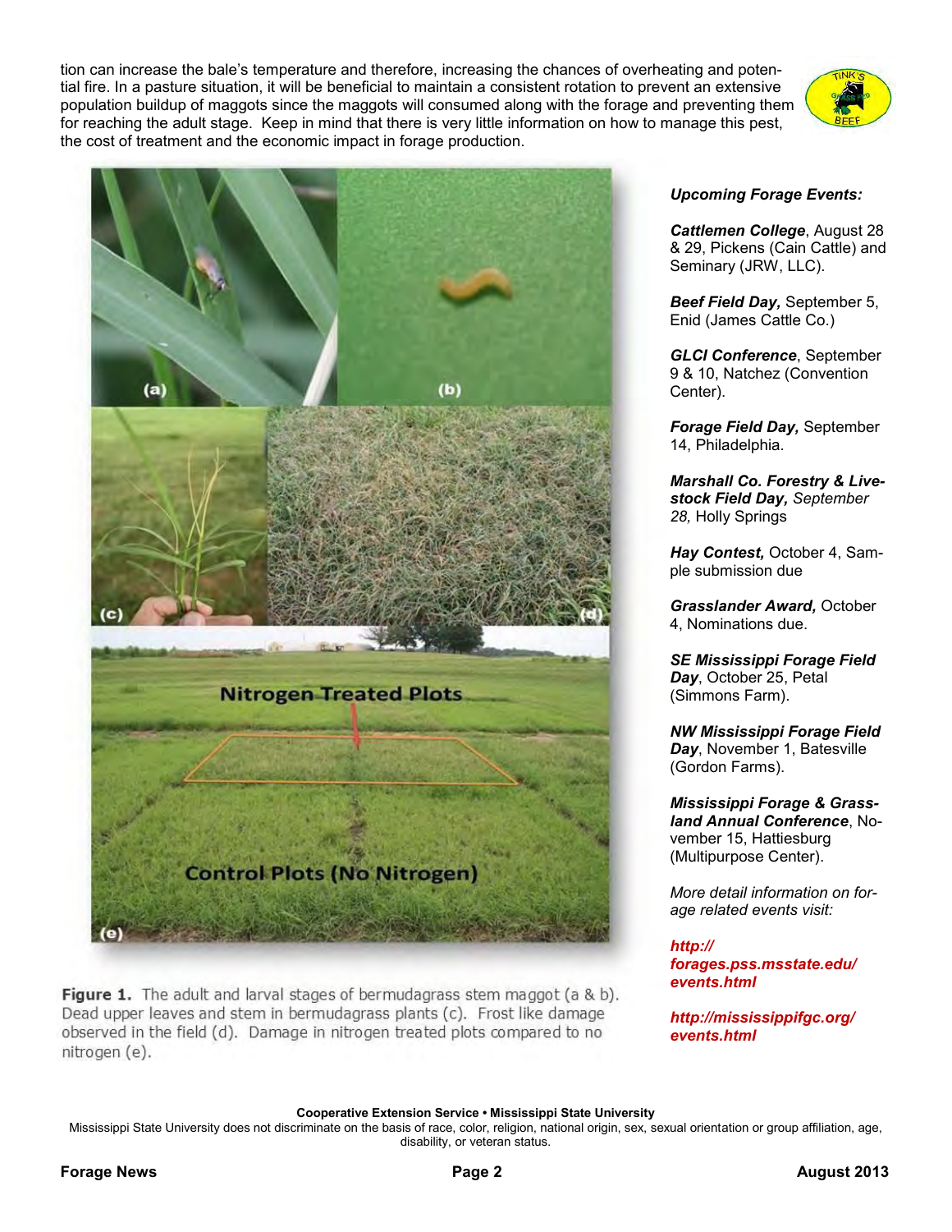tion can increase the bale's temperature and therefore, increasing the chances of overheating and potential fire. In a pasture situation, it will be beneficial to maintain a consistent rotation to prevent an extensive population buildup of maggots since the maggots will consumed along with the forage and preventing them for reaching the adult stage. Keep in mind that there is very little information on how to manage this pest, the cost of treatment and the economic impact in forage production.

Figure 1. The adult and larval stages of bermudagrass stem maggot (a & b). Dead upper leaves and stem in bermudagrass plants (c). Frost like damage observed in the field (d). Damage in nitrogen treated plots compared to no nitrogen (e).

***Upcoming Forage Events:***

***Cattlemen College***, August 28 & 29, Pickens (Cain Cattle) and Seminary (JRW, LLC).

***Beef Field Day,*** September 5, Enid (James Cattle Co.)

***GLCI Conference***, September 9 & 10, Natchez (Convention Center).

***Forage Field Day,*** September 14, Philadelphia.

***Marshall Co. Forestry & Livestock Field Day,*** *September 28,* Holly Springs

***Hay Contest,*** October 4, Sample submission due

***Grasslander Award,*** October 4, Nominations due.

***SE Mississippi Forage Field Day***, October 25, Petal (Simmons Farm).

***NW Mississippi Forage Field Day***, November 1, Batesville (Gordon Farms).

***Mississippi Forage & Grassland Annual Conference***, November 15, Hattiesburg (Multipurpose Center).

*More detail information on forage related events visit:*

***http://forages.pss.msstate.edu/events.html***

***http://mississippifgc.org/events.html***

**Cooperative Extension Service • Mississippi State University**

Mississippi State University does not discriminate on the basis of race, color, religion, national origin, sex, sexual orientation or group affiliation, age, disability, or veteran status.